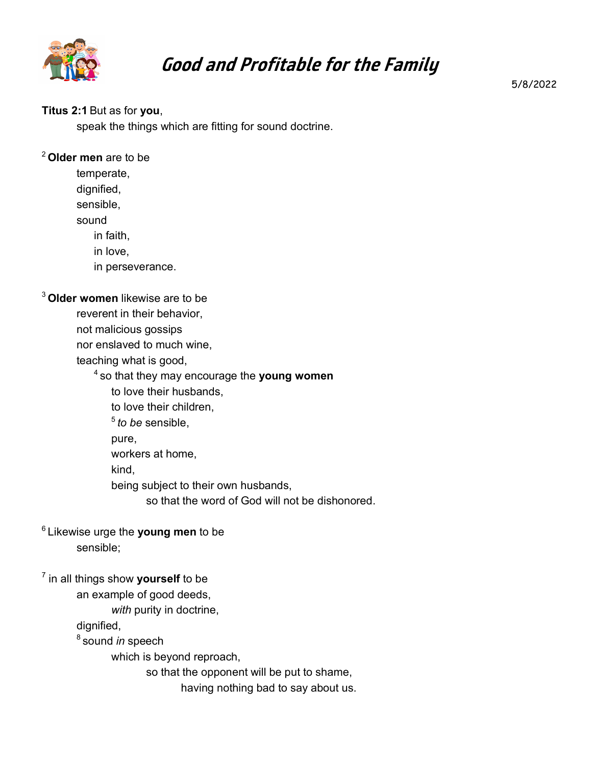# *Good and Profitable for the Family*

5/8/2022

**Titus 2:1** But as for **you**,
speak the things which are fitting for sound doctrine.

[2] **Older men** are to be
temperate,
dignified,
sensible,
sound
in faith,
in love,
in perseverance.

[3] **Older women** likewise are to be
reverent in their behavior,
not malicious gossips
nor enslaved to much wine,
teaching what is good,
[4] so that they may encourage the **young women**
to love their husbands,
to love their children,
[5] *to be* sensible,
pure,
workers at home,
kind,
being subject to their own husbands,
so that the word of God will not be dishonored.

[6] Likewise urge the **young men** to be
sensible;

[7] in all things show **yourself** to be
an example of good deeds,
*with* purity in doctrine,
dignified,
[8] sound *in* speech
which is beyond reproach,
so that the opponent will be put to shame,
having nothing bad to say about us.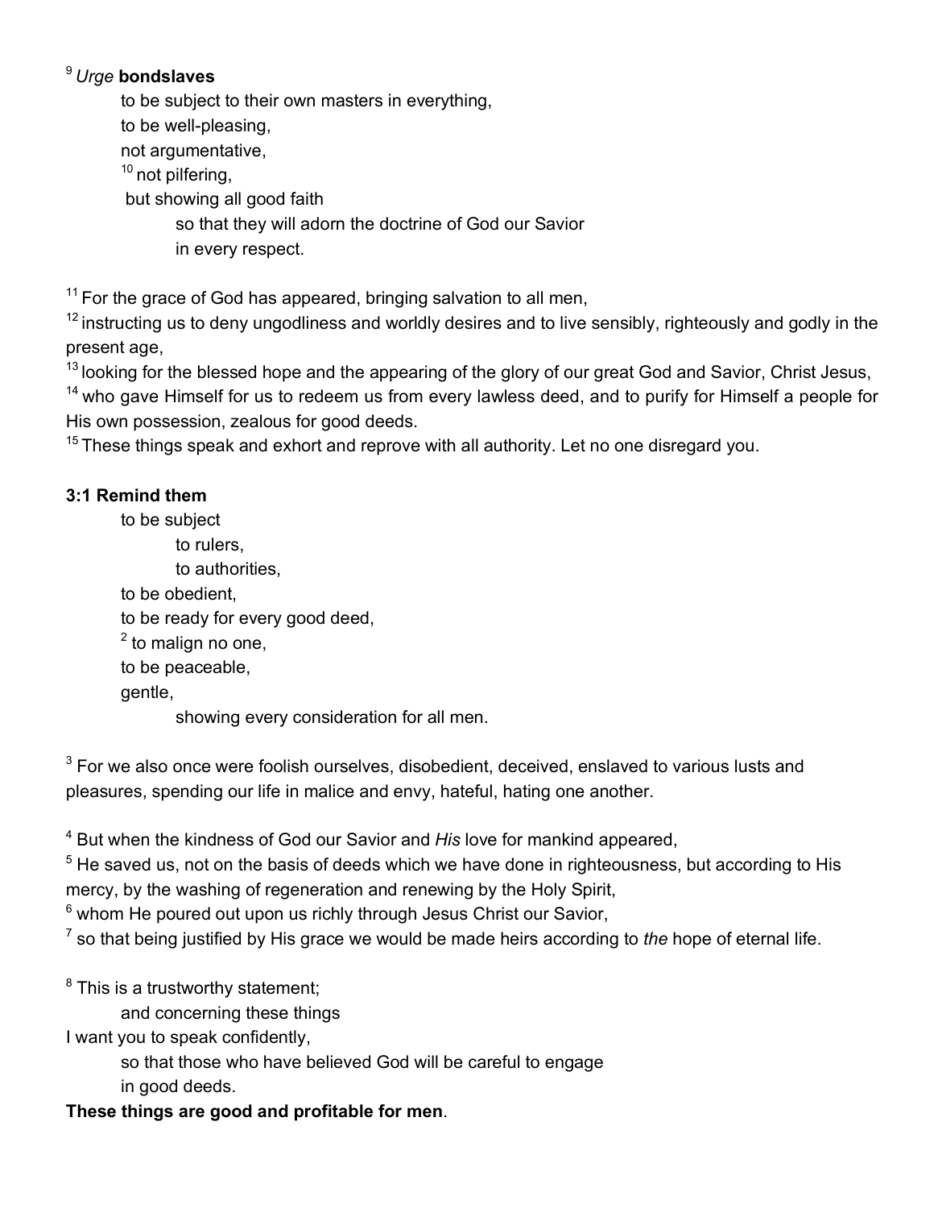[9] *Urge* **bondslaves**

> to be subject to their own masters in everything,
> to be well-pleasing,
> not argumentative,
> [10] not pilfering,
> but showing all good faith
>> so that they will adorn the doctrine of God our Savior
>> in every respect.

[11] For the grace of God has appeared, bringing salvation to all men,
[12] instructing us to deny ungodliness and worldly desires and to live sensibly, righteously and godly in the present age,
[13] looking for the blessed hope and the appearing of the glory of our great God and Savior, Christ Jesus,
[14] who gave Himself for us to redeem us from every lawless deed, and to purify for Himself a people for His own possession, zealous for good deeds.
[15] These things speak and exhort and reprove with all authority. Let no one disregard you.

**3:1 Remind them**

> to be subject
>> to rulers,
>> to authorities,
>
> to be obedient,
> to be ready for every good deed,
> [2] to malign no one,
> to be peaceable,
> gentle,
>> showing every consideration for all men.

[3] For we also once were foolish ourselves, disobedient, deceived, enslaved to various lusts and pleasures, spending our life in malice and envy, hateful, hating one another.

[4] But when the kindness of God our Savior and *His* love for mankind appeared,
[5] He saved us, not on the basis of deeds which we have done in righteousness, but according to His mercy, by the washing of regeneration and renewing by the Holy Spirit,
[6] whom He poured out upon us richly through Jesus Christ our Savior,
[7] so that being justified by His grace we would be made heirs according to *the* hope of eternal life.

[8] This is a trustworthy statement;

> and concerning these things

I want you to speak confidently,

> so that those who have believed God will be careful to engage
> in good deeds.

**These things are good and profitable for men**.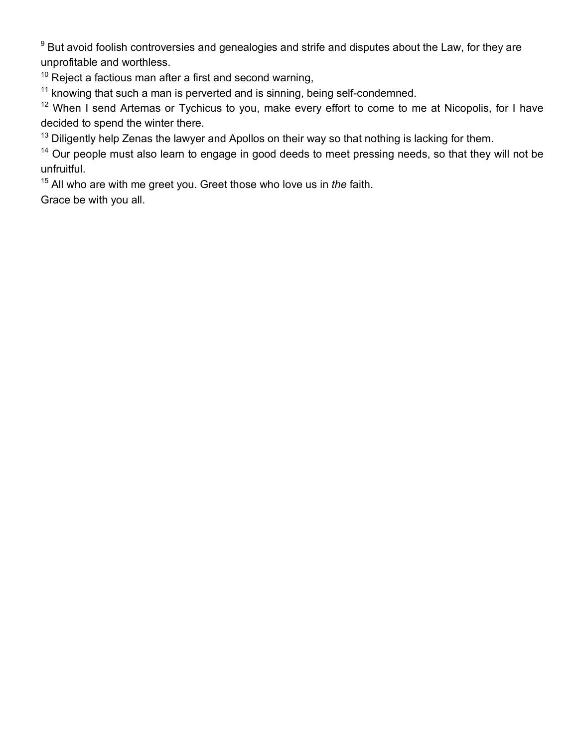[9] But avoid foolish controversies and genealogies and strife and disputes about the Law, for they are unprofitable and worthless.

[10] Reject a factious man after a first and second warning,

[11] knowing that such a man is perverted and is sinning, being self-condemned.

[12] When I send Artemas or Tychicus to you, make every effort to come to me at Nicopolis, for I have decided to spend the winter there.

[13] Diligently help Zenas the lawyer and Apollos on their way so that nothing is lacking for them.

[14] Our people must also learn to engage in good deeds to meet pressing needs, so that they will not be unfruitful.

[15] All who are with me greet you. Greet those who love us in *the* faith.

Grace be with you all.